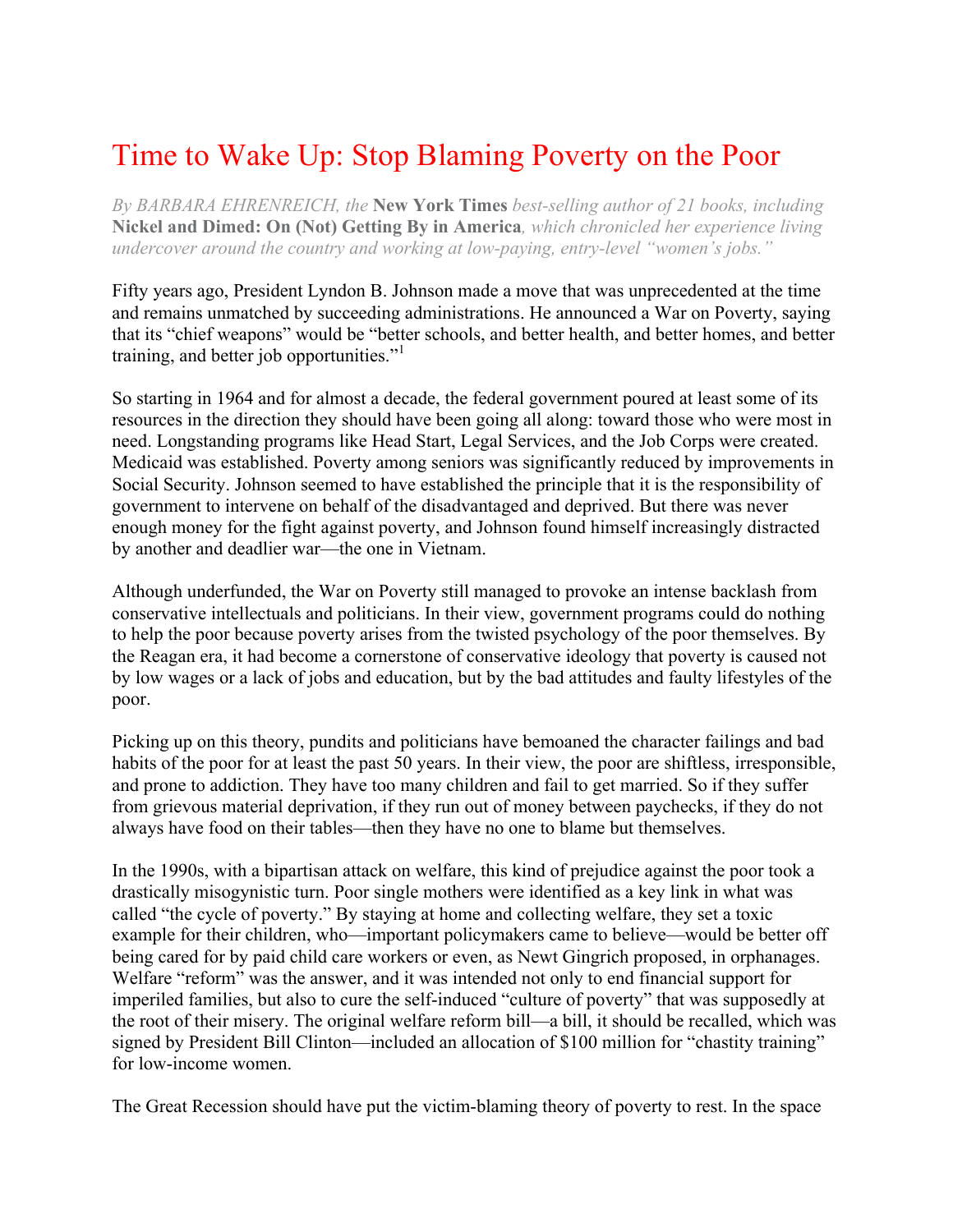# Time to Wake Up: Stop Blaming Poverty on the Poor

*By BARBARA EHRENREICH, the* **New York Times** *best-selling author of 21 books, including* **Nickel and Dimed: On (Not) Getting By in America***, which chronicled her experience living undercover around the country and working at low-paying, entry-level "women's jobs."*

Fifty years ago, President Lyndon B. Johnson made a move that was unprecedented at the time and remains unmatched by succeeding administrations. He announced a War on Poverty, saying that its "chief weapons" would be "better schools, and better health, and better homes, and better training, and better job opportunities."[1]

So starting in 1964 and for almost a decade, the federal government poured at least some of its resources in the direction they should have been going all along: toward those who were most in need. Longstanding programs like Head Start, Legal Services, and the Job Corps were created. Medicaid was established. Poverty among seniors was significantly reduced by improvements in Social Security. Johnson seemed to have established the principle that it is the responsibility of government to intervene on behalf of the disadvantaged and deprived. But there was never enough money for the fight against poverty, and Johnson found himself increasingly distracted by another and deadlier war—the one in Vietnam.

Although underfunded, the War on Poverty still managed to provoke an intense backlash from conservative intellectuals and politicians. In their view, government programs could do nothing to help the poor because poverty arises from the twisted psychology of the poor themselves. By the Reagan era, it had become a cornerstone of conservative ideology that poverty is caused not by low wages or a lack of jobs and education, but by the bad attitudes and faulty lifestyles of the poor.

Picking up on this theory, pundits and politicians have bemoaned the character failings and bad habits of the poor for at least the past 50 years. In their view, the poor are shiftless, irresponsible, and prone to addiction. They have too many children and fail to get married. So if they suffer from grievous material deprivation, if they run out of money between paychecks, if they do not always have food on their tables—then they have no one to blame but themselves.

In the 1990s, with a bipartisan attack on welfare, this kind of prejudice against the poor took a drastically misogynistic turn. Poor single mothers were identified as a key link in what was called "the cycle of poverty." By staying at home and collecting welfare, they set a toxic example for their children, who—important policymakers came to believe—would be better off being cared for by paid child care workers or even, as Newt Gingrich proposed, in orphanages. Welfare "reform" was the answer, and it was intended not only to end financial support for imperiled families, but also to cure the self-induced "culture of poverty" that was supposedly at the root of their misery. The original welfare reform bill—a bill, it should be recalled, which was signed by President Bill Clinton—included an allocation of $100 million for "chastity training" for low-income women.

The Great Recession should have put the victim-blaming theory of poverty to rest. In the space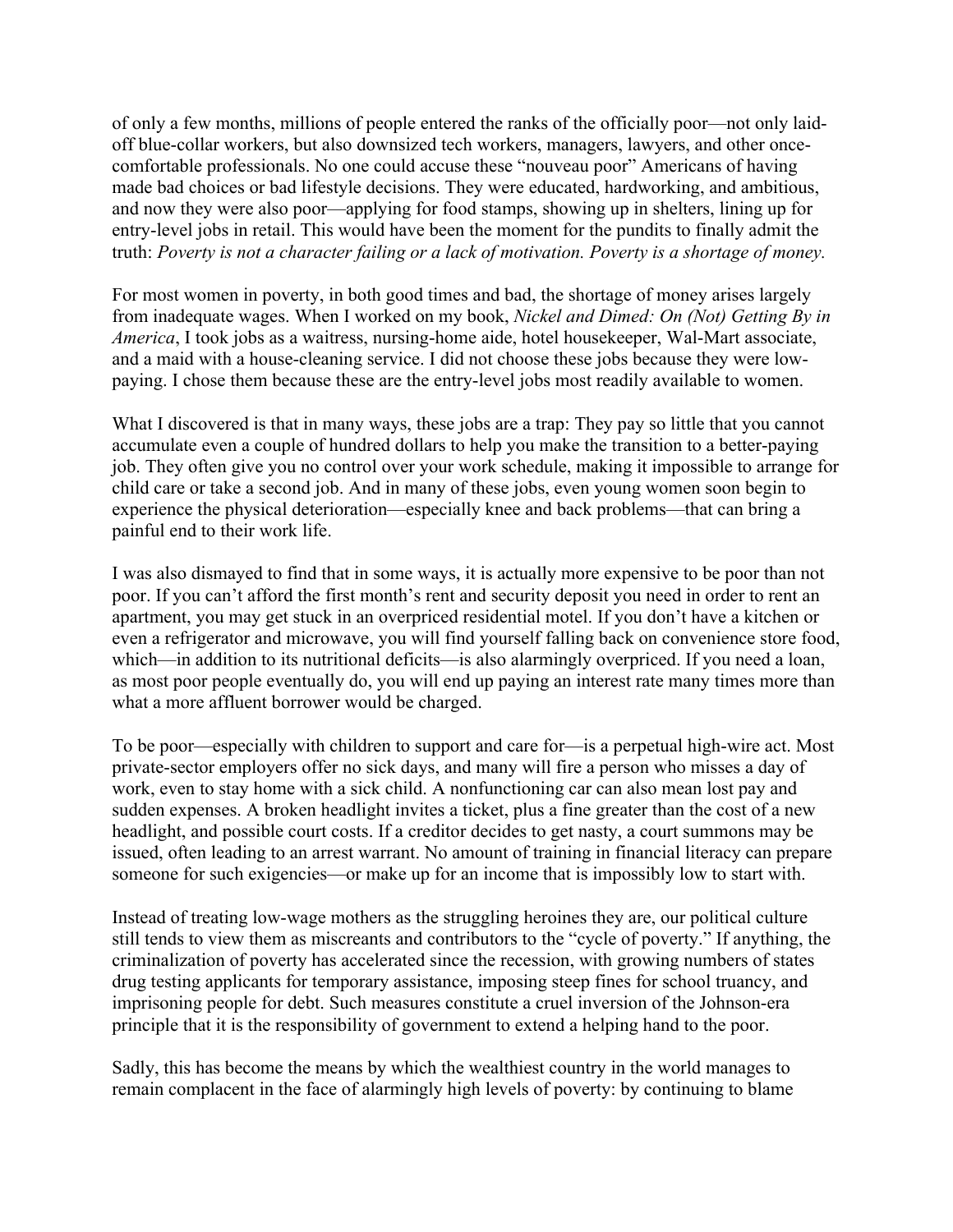of only a few months, millions of people entered the ranks of the officially poor—not only laid-off blue-collar workers, but also downsized tech workers, managers, lawyers, and other once-comfortable professionals. No one could accuse these "nouveau poor" Americans of having made bad choices or bad lifestyle decisions. They were educated, hardworking, and ambitious, and now they were also poor—applying for food stamps, showing up in shelters, lining up for entry-level jobs in retail. This would have been the moment for the pundits to finally admit the truth: *Poverty is not a character failing or a lack of motivation. Poverty is a shortage of money.*

For most women in poverty, in both good times and bad, the shortage of money arises largely from inadequate wages. When I worked on my book, *Nickel and Dimed: On (Not) Getting By in America*, I took jobs as a waitress, nursing-home aide, hotel housekeeper, Wal-Mart associate, and a maid with a house-cleaning service. I did not choose these jobs because they were low-paying. I chose them because these are the entry-level jobs most readily available to women.

What I discovered is that in many ways, these jobs are a trap: They pay so little that you cannot accumulate even a couple of hundred dollars to help you make the transition to a better-paying job. They often give you no control over your work schedule, making it impossible to arrange for child care or take a second job. And in many of these jobs, even young women soon begin to experience the physical deterioration—especially knee and back problems—that can bring a painful end to their work life.

I was also dismayed to find that in some ways, it is actually more expensive to be poor than not poor. If you can't afford the first month's rent and security deposit you need in order to rent an apartment, you may get stuck in an overpriced residential motel. If you don't have a kitchen or even a refrigerator and microwave, you will find yourself falling back on convenience store food, which—in addition to its nutritional deficits—is also alarmingly overpriced. If you need a loan, as most poor people eventually do, you will end up paying an interest rate many times more than what a more affluent borrower would be charged.

To be poor—especially with children to support and care for—is a perpetual high-wire act. Most private-sector employers offer no sick days, and many will fire a person who misses a day of work, even to stay home with a sick child. A nonfunctioning car can also mean lost pay and sudden expenses. A broken headlight invites a ticket, plus a fine greater than the cost of a new headlight, and possible court costs. If a creditor decides to get nasty, a court summons may be issued, often leading to an arrest warrant. No amount of training in financial literacy can prepare someone for such exigencies—or make up for an income that is impossibly low to start with.

Instead of treating low-wage mothers as the struggling heroines they are, our political culture still tends to view them as miscreants and contributors to the "cycle of poverty." If anything, the criminalization of poverty has accelerated since the recession, with growing numbers of states drug testing applicants for temporary assistance, imposing steep fines for school truancy, and imprisoning people for debt. Such measures constitute a cruel inversion of the Johnson-era principle that it is the responsibility of government to extend a helping hand to the poor.

Sadly, this has become the means by which the wealthiest country in the world manages to remain complacent in the face of alarmingly high levels of poverty: by continuing to blame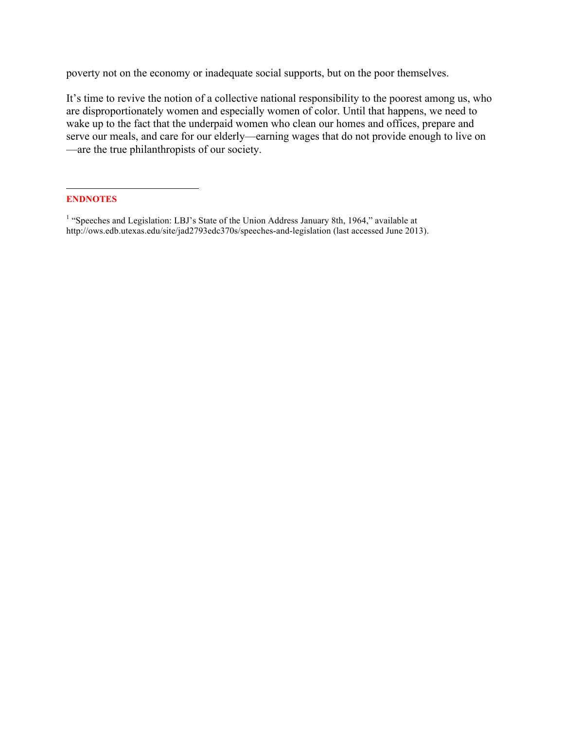poverty not on the economy or inadequate social supports, but on the poor themselves.

It's time to revive the notion of a collective national responsibility to the poorest among us, who are disproportionately women and especially women of color. Until that happens, we need to wake up to the fact that the underpaid women who clean our homes and offices, prepare and serve our meals, and care for our elderly—earning wages that do not provide enough to live on—are the true philanthropists of our society.

---

**ENDNOTES**

[1] "Speeches and Legislation: LBJ's State of the Union Address January 8th, 1964," available at http://ows.edb.utexas.edu/site/jad2793edc370s/speeches-and-legislation (last accessed June 2013).